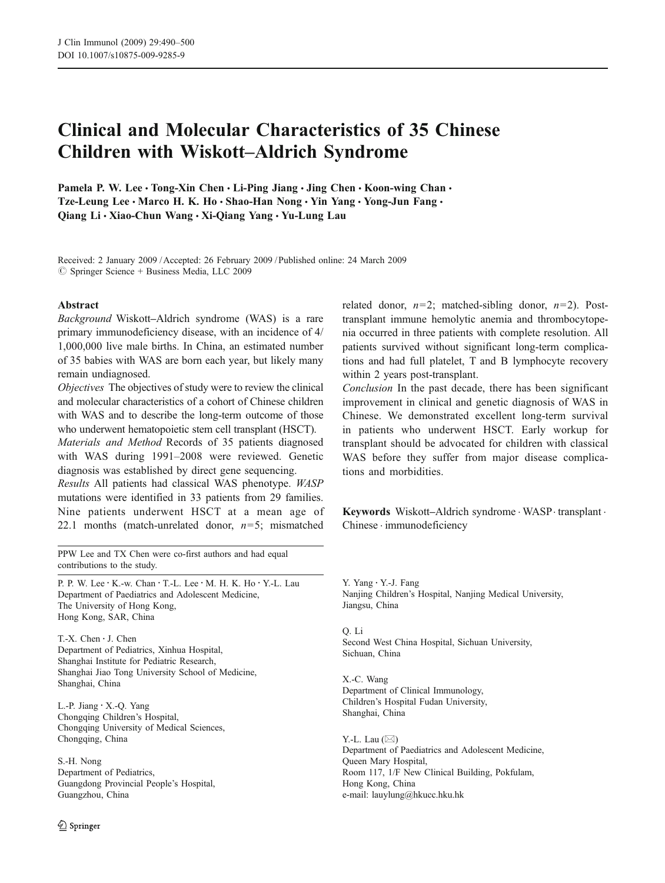# Clinical and Molecular Characteristics of 35 Chinese Children with Wiskott–Aldrich Syndrome

Pamela P. W. Lee · Tong-Xin Chen · Li-Ping Jiang · Jing Chen · Koon-wing Chan · Tze-Leung Lee · Marco H. K. Ho · Shao-Han Nong · Yin Yang · Yong-Jun Fang · Qiang Li · Xiao-Chun Wang · Xi-Qiang Yang · Yu-Lung Lau

Received: 2 January 2009 / Accepted: 26 February 2009 / Published online: 24 March 2009
© Springer Science + Business Media, LLC 2009

**Abstract**

*Background* Wiskott–Aldrich syndrome (WAS) is a rare primary immunodeficiency disease, with an incidence of 4/1,000,000 live male births. In China, an estimated number of 35 babies with WAS are born each year, but likely many remain undiagnosed.

*Objectives* The objectives of study were to review the clinical and molecular characteristics of a cohort of Chinese children with WAS and to describe the long-term outcome of those who underwent hematopoietic stem cell transplant (HSCT).

*Materials and Method* Records of 35 patients diagnosed with WAS during 1991–2008 were reviewed. Genetic diagnosis was established by direct gene sequencing.

*Results* All patients had classical WAS phenotype. *WASP* mutations were identified in 33 patients from 29 families. Nine patients underwent HSCT at a mean age of 22.1 months (match-unrelated donor, $n=5$; mismatched related donor, $n=2$; matched-sibling donor, $n=2$). Post-transplant immune hemolytic anemia and thrombocytopenia occurred in three patients with complete resolution. All patients survived without significant long-term complications and had full platelet, T and B lymphocyte recovery within 2 years post-transplant.

*Conclusion* In the past decade, there has been significant improvement in clinical and genetic diagnosis of WAS in Chinese. We demonstrated excellent long-term survival in patients who underwent HSCT. Early workup for transplant should be advocated for children with classical WAS before they suffer from major disease complications and morbidities.

**Keywords** Wiskott–Aldrich syndrome · WASP · transplant · Chinese · immunodeficiency

PPW Lee and TX Chen were co-first authors and had equal contributions to the study.

P. P. W. Lee · K.-w. Chan · T.-L. Lee · M. H. K. Ho · Y.-L. Lau
Department of Paediatrics and Adolescent Medicine,
The University of Hong Kong,
Hong Kong, SAR, China

T.-X. Chen · J. Chen
Department of Pediatrics, Xinhua Hospital,
Shanghai Institute for Pediatric Research,
Shanghai Jiao Tong University School of Medicine,
Shanghai, China

L.-P. Jiang · X.-Q. Yang
Chongqing Children's Hospital,
Chongqing University of Medical Sciences,
Chongqing, China

S.-H. Nong
Department of Pediatrics,
Guangdong Provincial People's Hospital,
Guangzhou, China

Y. Yang · Y.-J. Fang
Nanjing Children's Hospital, Nanjing Medical University,
Jiangsu, China

Q. Li
Second West China Hospital, Sichuan University,
Sichuan, China

X.-C. Wang
Department of Clinical Immunology,
Children's Hospital Fudan University,
Shanghai, China

Y.-L. Lau (✉)
Department of Paediatrics and Adolescent Medicine,
Queen Mary Hospital,
Room 117, 1/F New Clinical Building, Pokfulam,
Hong Kong, China
e-mail: lauylung@hkucc.hku.hk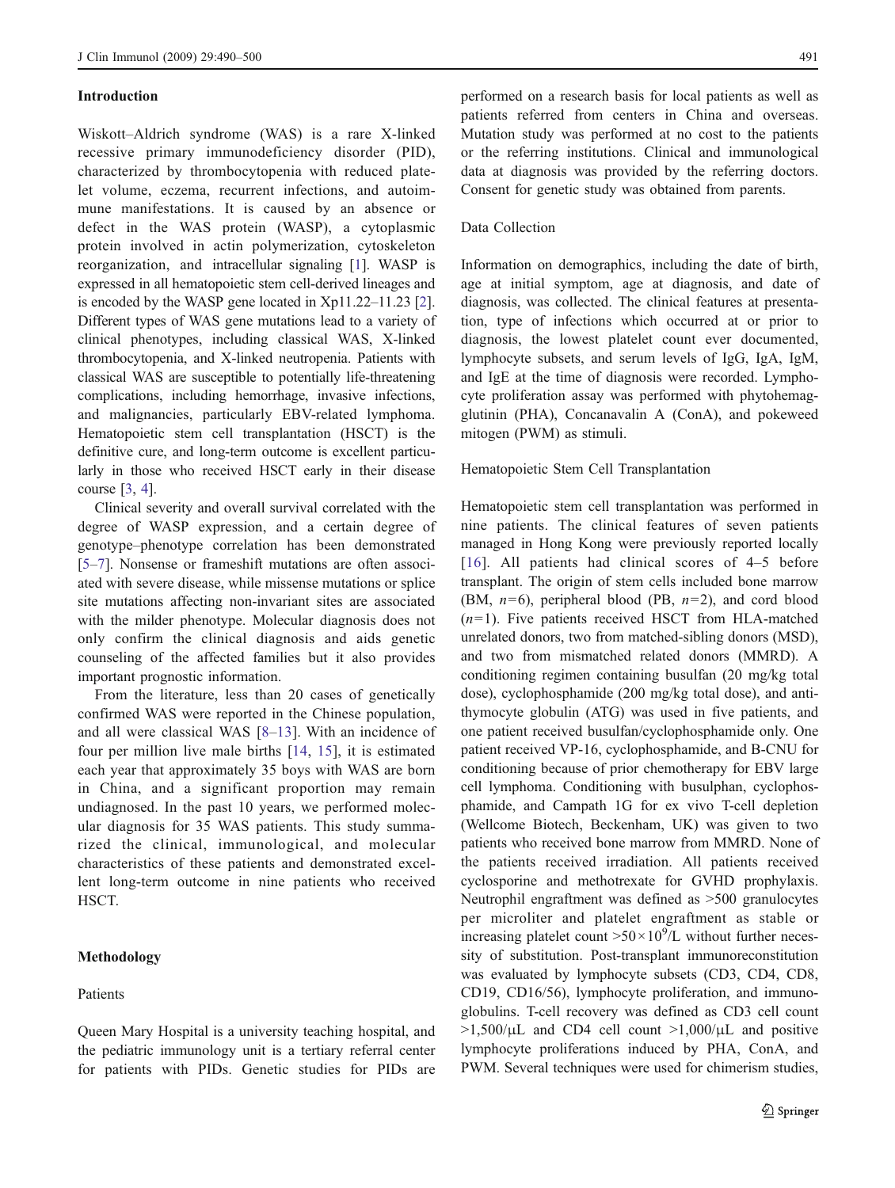## Introduction

Wiskott–Aldrich syndrome (WAS) is a rare X-linked recessive primary immunodeficiency disorder (PID), characterized by thrombocytopenia with reduced platelet volume, eczema, recurrent infections, and autoimmune manifestations. It is caused by an absence or defect in the WAS protein (WASP), a cytoplasmic protein involved in actin polymerization, cytoskeleton reorganization, and intracellular signaling [1]. WASP is expressed in all hematopoietic stem cell-derived lineages and is encoded by the WASP gene located in Xp11.22–11.23 [2]. Different types of WAS gene mutations lead to a variety of clinical phenotypes, including classical WAS, X-linked thrombocytopenia, and X-linked neutropenia. Patients with classical WAS are susceptible to potentially life-threatening complications, including hemorrhage, invasive infections, and malignancies, particularly EBV-related lymphoma. Hematopoietic stem cell transplantation (HSCT) is the definitive cure, and long-term outcome is excellent particularly in those who received HSCT early in their disease course [3, 4].

Clinical severity and overall survival correlated with the degree of WASP expression, and a certain degree of genotype–phenotype correlation has been demonstrated [5–7]. Nonsense or frameshift mutations are often associated with severe disease, while missense mutations or splice site mutations affecting non-invariant sites are associated with the milder phenotype. Molecular diagnosis does not only confirm the clinical diagnosis and aids genetic counseling of the affected families but it also provides important prognostic information.

From the literature, less than 20 cases of genetically confirmed WAS were reported in the Chinese population, and all were classical WAS [8–13]. With an incidence of four per million live male births [14, 15], it is estimated each year that approximately 35 boys with WAS are born in China, and a significant proportion may remain undiagnosed. In the past 10 years, we performed molecular diagnosis for 35 WAS patients. This study summarized the clinical, immunological, and molecular characteristics of these patients and demonstrated excellent long-term outcome in nine patients who received HSCT.

## Methodology

### Patients

Queen Mary Hospital is a university teaching hospital, and the pediatric immunology unit is a tertiary referral center for patients with PIDs. Genetic studies for PIDs are performed on a research basis for local patients as well as patients referred from centers in China and overseas. Mutation study was performed at no cost to the patients or the referring institutions. Clinical and immunological data at diagnosis was provided by the referring doctors. Consent for genetic study was obtained from parents.

### Data Collection

Information on demographics, including the date of birth, age at initial symptom, age at diagnosis, and date of diagnosis, was collected. The clinical features at presentation, type of infections which occurred at or prior to diagnosis, the lowest platelet count ever documented, lymphocyte subsets, and serum levels of IgG, IgA, IgM, and IgE at the time of diagnosis were recorded. Lymphocyte proliferation assay was performed with phytohemagglutinin (PHA), Concanavalin A (ConA), and pokeweed mitogen (PWM) as stimuli.

### Hematopoietic Stem Cell Transplantation

Hematopoietic stem cell transplantation was performed in nine patients. The clinical features of seven patients managed in Hong Kong were previously reported locally [16]. All patients had clinical scores of 4–5 before transplant. The origin of stem cells included bone marrow (BM, *n*=6), peripheral blood (PB, *n*=2), and cord blood (*n*=1). Five patients received HSCT from HLA-matched unrelated donors, two from matched-sibling donors (MSD), and two from mismatched related donors (MMRD). A conditioning regimen containing busulfan (20 mg/kg total dose), cyclophosphamide (200 mg/kg total dose), and antithymocyte globulin (ATG) was used in five patients, and one patient received busulfan/cyclophosphamide only. One patient received VP-16, cyclophosphamide, and B-CNU for conditioning because of prior chemotherapy for EBV large cell lymphoma. Conditioning with busulphan, cyclophosphamide, and Campath 1G for ex vivo T-cell depletion (Wellcome Biotech, Beckenham, UK) was given to two patients who received bone marrow from MMRD. None of the patients received irradiation. All patients received cyclosporine and methotrexate for GVHD prophylaxis. Neutrophil engraftment was defined as >500 granulocytes per microliter and platelet engraftment as stable or increasing platelet count $>50\times10^9$/L without further necessity of substitution. Post-transplant immunoreconstitution was evaluated by lymphocyte subsets (CD3, CD4, CD8, CD19, CD16/56), lymphocyte proliferation, and immunoglobulins. T-cell recovery was defined as CD3 cell count >1,500/μL and CD4 cell count >1,000/μL and positive lymphocyte proliferations induced by PHA, ConA, and PWM. Several techniques were used for chimerism studies,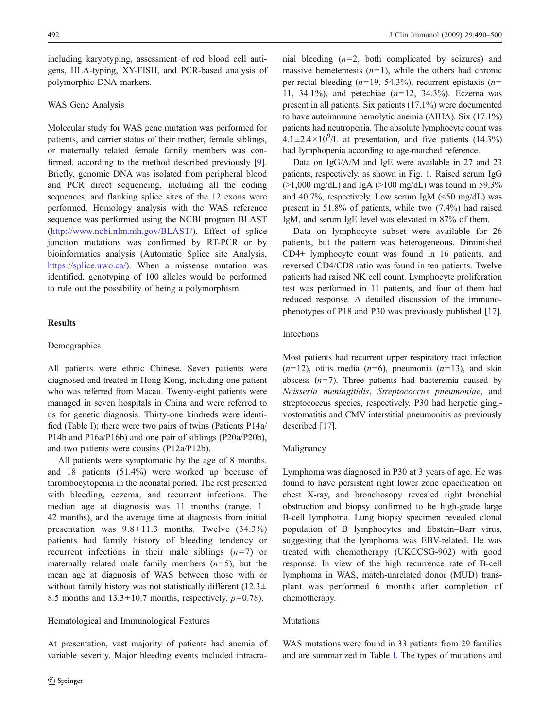including karyotyping, assessment of red blood cell antigens, HLA-typing, XY-FISH, and PCR-based analysis of polymorphic DNA markers.

### WAS Gene Analysis

Molecular study for WAS gene mutation was performed for patients, and carrier status of their mother, female siblings, or maternally related female family members was confirmed, according to the method described previously [9]. Briefly, genomic DNA was isolated from peripheral blood and PCR direct sequencing, including all the coding sequences, and flanking splice sites of the 12 exons were performed. Homology analysis with the WAS reference sequence was performed using the NCBI program BLAST (http://www.ncbi.nlm.nih.gov/BLAST/). Effect of splice junction mutations was confirmed by RT-PCR or by bioinformatics analysis (Automatic Splice site Analysis, https://splice.uwo.ca/). When a missense mutation was identified, genotyping of 100 alleles would be performed to rule out the possibility of being a polymorphism.

## Results

### Demographics

All patients were ethnic Chinese. Seven patients were diagnosed and treated in Hong Kong, including one patient who was referred from Macau. Twenty-eight patients were managed in seven hospitals in China and were referred to us for genetic diagnosis. Thirty-one kindreds were identified (Table I); there were two pairs of twins (Patients P14a/P14b and P16a/P16b) and one pair of siblings (P20a/P20b), and two patients were cousins (P12a/P12b).

All patients were symptomatic by the age of 8 months, and 18 patients (51.4%) were worked up because of thrombocytopenia in the neonatal period. The rest presented with bleeding, eczema, and recurrent infections. The median age at diagnosis was 11 months (range, 1–42 months), and the average time at diagnosis from initial presentation was $9.8 \pm 11.3$ months. Twelve (34.3%) patients had family history of bleeding tendency or recurrent infections in their male siblings ($n=7$) or maternally related male family members ($n=5$), but the mean age at diagnosis of WAS between those with or without family history was not statistically different ($12.3 \pm 8.5$ months and $13.3 \pm 10.7$ months, respectively, $p=0.78$).

### Hematological and Immunological Features

At presentation, vast majority of patients had anemia of variable severity. Major bleeding events included intracranial bleeding ($n=2$, both complicated by seizures) and massive hemetemesis ($n=1$), while the others had chronic per-rectal bleeding ($n=19$, 54.3%), recurrent epistaxis ($n=11$, 34.1%), and petechiae ($n=12$, 34.3%). Eczema was present in all patients. Six patients (17.1%) were documented to have autoimmune hemolytic anemia (AIHA). Six (17.1%) patients had neutropenia. The absolute lymphocyte count was $4.1 \pm 2.4 \times 10^9$/L at presentation, and five patients (14.3%) had lymphopenia according to age-matched reference.

Data on IgG/A/M and IgE were available in 27 and 23 patients, respectively, as shown in Fig. 1. Raised serum IgG (>1,000 mg/dL) and IgA (>100 mg/dL) was found in 59.3% and 40.7%, respectively. Low serum IgM (<50 mg/dL) was present in 51.8% of patients, while two (7.4%) had raised IgM, and serum IgE level was elevated in 87% of them.

Data on lymphocyte subset were available for 26 patients, but the pattern was heterogeneous. Diminished CD4+ lymphocyte count was found in 16 patients, and reversed CD4/CD8 ratio was found in ten patients. Twelve patients had raised NK cell count. Lymphocyte proliferation test was performed in 11 patients, and four of them had reduced response. A detailed discussion of the immunophenotypes of P18 and P30 was previously published [17].

### Infections

Most patients had recurrent upper respiratory tract infection ($n=12$), otitis media ($n=6$), pneumonia ($n=13$), and skin abscess ($n=7$). Three patients had bacteremia caused by *Neisseria meningitidis*, *Streptococcus pneumoniae*, and streptococcus species, respectively. P30 had herpetic gingivostomatitis and CMV interstitial pneumonitis as previously described [17].

### Malignancy

Lymphoma was diagnosed in P30 at 3 years of age. He was found to have persistent right lower zone opacification on chest X-ray, and bronchosopy revealed right bronchial obstruction and biopsy confirmed to be high-grade large B-cell lymphoma. Lung biopsy specimen revealed clonal population of B lymphocytes and Ebstein–Barr virus, suggesting that the lymphoma was EBV-related. He was treated with chemotherapy (UKCCSG-902) with good response. In view of the high recurrence rate of B-cell lymphoma in WAS, match-unrelated donor (MUD) transplant was performed 6 months after completion of chemotherapy.

### Mutations

WAS mutations were found in 33 patients from 29 families and are summarized in Table I. The types of mutations and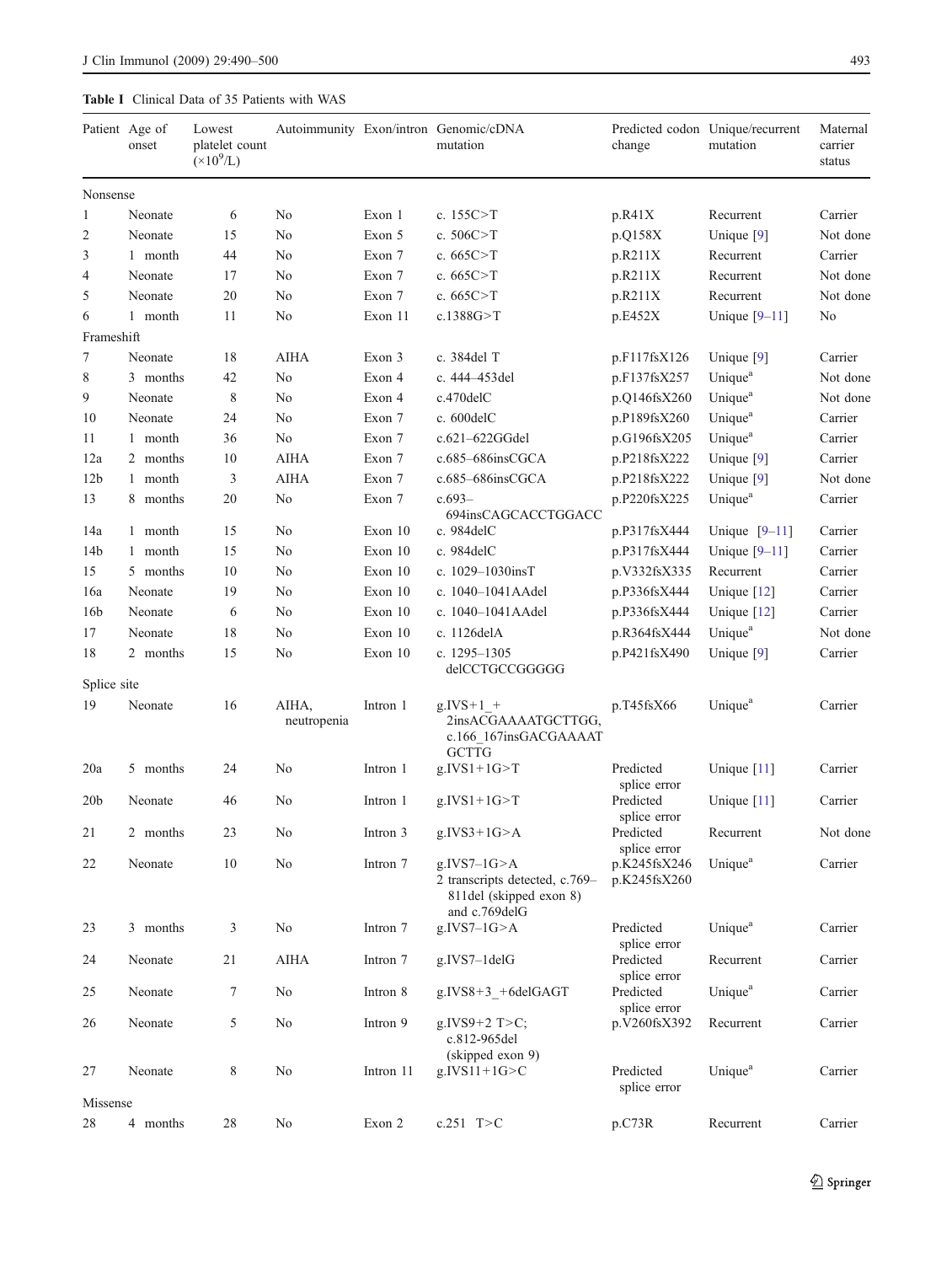**Table I** Clinical Data of 35 Patients with WAS

| Patient | Age of onset | Lowest platelet count ($\times 10^9$/L) | Autoimmunity | Exon/intron | Genomic/cDNA mutation | Predicted codon change | Unique/recurrent mutation | Maternal carrier status |
|---|---|---|---|---|---|---|---|---|
| Nonsense | | | | | | | | |
| 1 | Neonate | 6 | No | Exon 1 | c. 155C>T | p.R41X | Recurrent | Carrier |
| 2 | Neonate | 15 | No | Exon 5 | c. 506C>T | p.Q158X | Unique [9] | Not done |
| 3 | 1 month | 44 | No | Exon 7 | c. 665C>T | p.R211X | Recurrent | Carrier |
| 4 | Neonate | 17 | No | Exon 7 | c. 665C>T | p.R211X | Recurrent | Not done |
| 5 | Neonate | 20 | No | Exon 7 | c. 665C>T | p.R211X | Recurrent | Not done |
| 6 | 1 month | 11 | No | Exon 11 | c.1388G>T | p.E452X | Unique [9–11] | No |
| Frameshift | | | | | | | | |
| 7 | Neonate | 18 | AIHA | Exon 3 | c. 384del T | p.F117fsX126 | Unique [9] | Carrier |
| 8 | 3 months | 42 | No | Exon 4 | c. 444–453del | p.F137fsX257 | Unique[a] | Not done |
| 9 | Neonate | 8 | No | Exon 4 | c.470delC | p.Q146fsX260 | Unique[a] | Not done |
| 10 | Neonate | 24 | No | Exon 7 | c. 600delC | p.P189fsX260 | Unique[a] | Carrier |
| 11 | 1 month | 36 | No | Exon 7 | c.621–622GGdel | p.G196fsX205 | Unique[a] | Carrier |
| 12a | 2 months | 10 | AIHA | Exon 7 | c.685–686insCGCA | p.P218fsX222 | Unique [9] | Carrier |
| 12b | 1 month | 3 | AIHA | Exon 7 | c.685–686insCGCA | p.P218fsX222 | Unique [9] | Not done |
| 13 | 8 months | 20 | No | Exon 7 | c.693–694insCAGCACCTGGACC | p.P220fsX225 | Unique[a] | Carrier |
| 14a | 1 month | 15 | No | Exon 10 | c. 984delC | p.P317fsX444 | Unique [9–11] | Carrier |
| 14b | 1 month | 15 | No | Exon 10 | c. 984delC | p.P317fsX444 | Unique [9–11] | Carrier |
| 15 | 5 months | 10 | No | Exon 10 | c. 1029–1030insT | p.V332fsX335 | Recurrent | Carrier |
| 16a | Neonate | 19 | No | Exon 10 | c. 1040–1041AAdel | p.P336fsX444 | Unique [12] | Carrier |
| 16b | Neonate | 6 | No | Exon 10 | c. 1040–1041AAdel | p.P336fsX444 | Unique [12] | Carrier |
| 17 | Neonate | 18 | No | Exon 10 | c. 1126delA | p.R364fsX444 | Unique[a] | Not done |
| 18 | 2 months | 15 | No | Exon 10 | c. 1295–1305 delCCTGCCGGGGG | p.P421fsX490 | Unique [9] | Carrier |
| Splice site | | | | | | | | |
| 19 | Neonate | 16 | AIHA, neutropenia | Intron 1 | g.IVS+1_+2insACGAAAATGCTTGG, c.166_167insGACGAAAATGCTTG | p.T45fsX66 | Unique[a] | Carrier |
| 20a | 5 months | 24 | No | Intron 1 | g.IVS1+1G>T | Predicted splice error | Unique [11] | Carrier |
| 20b | Neonate | 46 | No | Intron 1 | g.IVS1+1G>T | Predicted splice error | Unique [11] | Carrier |
| 21 | 2 months | 23 | No | Intron 3 | g.IVS3+1G>A | Predicted splice error | Recurrent | Not done |
| 22 | Neonate | 10 | No | Intron 7 | g.IVS7–1G>A 2 transcripts detected, c.769–811del (skipped exon 8) and c.769delG | p.K245fsX246 p.K245fsX260 | Unique[a] | Carrier |
| 23 | 3 months | 3 | No | Intron 7 | g.IVS7–1G>A | Predicted splice error | Unique[a] | Carrier |
| 24 | Neonate | 21 | AIHA | Intron 7 | g.IVS7–1delG | Predicted splice error | Recurrent | Carrier |
| 25 | Neonate | 7 | No | Intron 8 | g.IVS8+3_+6delGAGT | Predicted splice error | Unique[a] | Carrier |
| 26 | Neonate | 5 | No | Intron 9 | g.IVS9+2 T>C; c.812-965del (skipped exon 9) | p.V260fsX392 | Recurrent | Carrier |
| 27 | Neonate | 8 | No | Intron 11 | g.IVS11+1G>C | Predicted splice error | Unique[a] | Carrier |
| Missense | | | | | | | | |
| 28 | 4 months | 28 | No | Exon 2 | c.251 T>C | p.C73R | Recurrent | Carrier |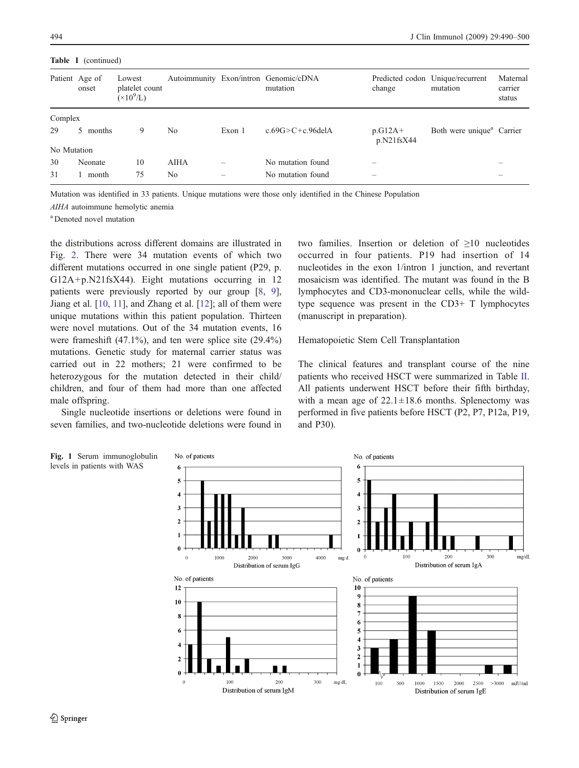**Table I** (continued)

| Patient | Age of onset | Lowest platelet count ($\times 10^9$/L) | Autoimmunity | Exon/intron | Genomic/cDNA mutation | Predicted codon change | Unique/recurrent mutation | Maternal carrier status |
|---|---|---|---|---|---|---|---|---|
| Complex | | | | | | | | |
| 29 | 5 months | 9 | No | Exon 1 | c.69G>C+c.96delA | p.G12A+ p.N21fsX44 | Both were unique[a] | Carrier |
| No Mutation | | | | | | | | |
| 30 | Neonate | 10 | AIHA | – | No mutation found | – | | – |
| 31 | 1 month | 75 | No | – | No mutation found | – | | – |

Mutation was identified in 33 patients. Unique mutations were those only identified in the Chinese Population

*AIHA* autoimmune hemolytic anemia

[a] Denoted novel mutation

the distributions across different domains are illustrated in Fig. 2. There were 34 mutation events of which two different mutations occurred in one single patient (P29, p. G12A+p.N21fsX44). Eight mutations occurring in 12 patients were previously reported by our group [8, 9], Jiang et al. [10, 11], and Zhang et al. [12]; all of them were unique mutations within this patient population. Thirteen were novel mutations. Out of the 34 mutation events, 16 were frameshift (47.1%), and ten were splice site (29.4%) mutations. Genetic study for maternal carrier status was carried out in 22 mothers; 21 were confirmed to be heterozygous for the mutation detected in their child/children, and four of them had more than one affected male offspring.

Single nucleotide insertions or deletions were found in seven families, and two-nucleotide deletions were found in two families. Insertion or deletion of ≥10 nucleotides occurred in four patients. P19 had insertion of 14 nucleotides in the exon 1/intron 1 junction, and revertant mosaicism was identified. The mutant was found in the B lymphocytes and CD3-mononuclear cells, while the wild-type sequence was present in the CD3+ T lymphocytes (manuscript in preparation).

## Hematopoietic Stem Cell Transplantation

The clinical features and transplant course of the nine patients who received HSCT were summarized in Table II. All patients underwent HSCT before their fifth birthday, with a mean age of 22.1±18.6 months. Splenectomy was performed in five patients before HSCT (P2, P7, P12a, P19, and P30).

**Fig. 1** Serum immunoglobulin levels in patients with WAS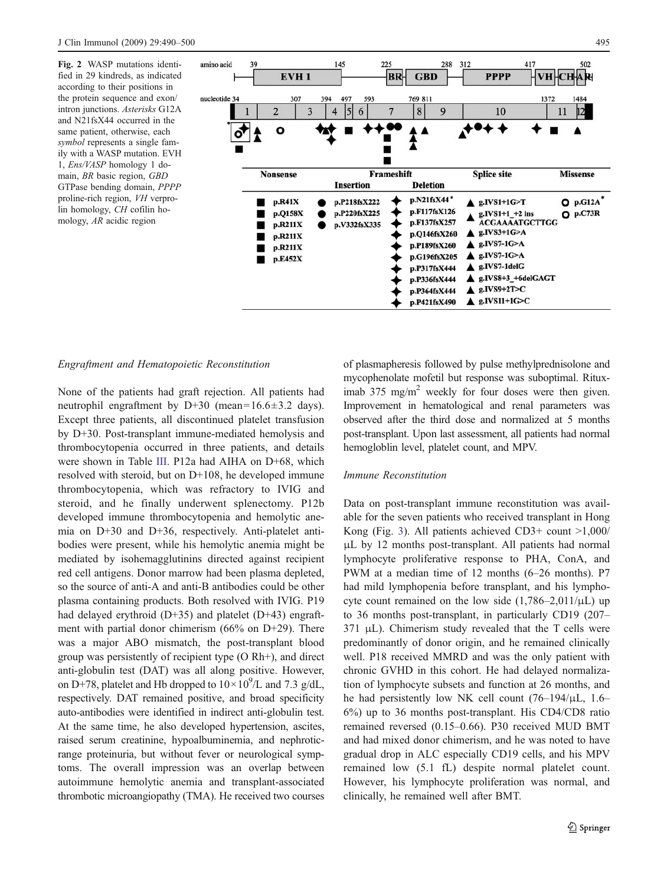**Fig. 2** WASP mutations identified in 29 kindreds, as indicated according to their positions in the protein sequence and exon/intron junctions. *Asterisks* G12A and N21fsX44 occurred in the same patient, otherwise, each *symbol* represents a single family with a WASP mutation. EVH 1, *Ens/VASP* homology 1 domain, *BR* basic region, *GBD* GTPase bending domain, *PPPP* proline-rich region, *VH* verprolin homology, *CH* cofilin homology, *AR* acidic region

| Nonsense | Frameshift: Insertion | Frameshift: Deletion | Splice site | Missense |
|---|---|---|---|---|
| p.R41X | p.P218fsX222 | p.N21fsX44* | g.IVS1+1G>T | p.G12A* |
| p.Q158X | p.P220fsX225 | p.F117fsX126 | g.IVS1+1_+2 ins ACGAAAATGCTTGG | p.C73R |
| p.R211X | p.V332fsX335 | p.F137fsX257 | g.IVS3+1G>A | |
| p.R211X | | p.Q146fsX260 | g.IVS7-1G>A | |
| p.R211X | | p.P189fsX260 | g.IVS7-1G>A | |
| p.E452X | | p.G196fsX205 | g.IVS7-1delG | |
| | | p.P317fsX444 | g.IVS8+3_+6delGAGT | |
| | | p.P336fsX444 | g.IVS9+2T>C | |
| | | p.P364fsX444 | g.IVS11+1G>C | |
| | | p.P421fsX490 | | |

### *Engraftment and Hematopoietic Reconstitution*

None of the patients had graft rejection. All patients had neutrophil engraftment by D+30 (mean=16.6±3.2 days). Except three patients, all discontinued platelet transfusion by D+30. Post-transplant immune-mediated hemolysis and thrombocytopenia occurred in three patients, and details were shown in Table III. P12a had AIHA on D+68, which resolved with steroid, but on D+108, he developed immune thrombocytopenia, which was refractory to IVIG and steroid, and he finally underwent splenectomy. P12b developed immune thrombocytopenia and hemolytic anemia on D+30 and D+36, respectively. Anti-platelet antibodies were present, while his hemolytic anemia might be mediated by isohemagglutinins directed against recipient red cell antigens. Donor marrow had been plasma depleted, so the source of anti-A and anti-B antibodies could be other plasma containing products. Both resolved with IVIG. P19 had delayed erythroid (D+35) and platelet (D+43) engraftment with partial donor chimerism (66% on D+29). There was a major ABO mismatch, the post-transplant blood group was persistently of recipient type (O Rh+), and direct anti-globulin test (DAT) was all along positive. However, on D+78, platelet and Hb dropped to $10\times10^9$/L and 7.3 g/dL, respectively. DAT remained positive, and broad specificity auto-antibodies were identified in indirect anti-globulin test. At the same time, he also developed hypertension, ascites, raised serum creatinine, hypoalbuminemia, and nephrotic-range proteinuria, but without fever or neurological symptoms. The overall impression was an overlap between autoimmune hemolytic anemia and transplant-associated thrombotic microangiopathy (TMA). He received two courses of plasmapheresis followed by pulse methylprednisolone and mycophenolate mofetil but response was suboptimal. Rituximab 375 mg/m$^2$ weekly for four doses were then given. Improvement in hematological and renal parameters was observed after the third dose and normalized at 5 months post-transplant. Upon last assessment, all patients had normal hemogloblin level, platelet count, and MPV.

### *Immune Reconstitution*

Data on post-transplant immune reconstitution was available for the seven patients who received transplant in Hong Kong (Fig. 3). All patients achieved CD3+ count >1,000/μL by 12 months post-transplant. All patients had normal lymphocyte proliferative response to PHA, ConA, and PWM at a median time of 12 months (6–26 months). P7 had mild lymphopenia before transplant, and his lymphocyte count remained on the low side (1,786–2,011/μL) up to 36 months post-transplant, in particularly CD19 (207–371 μL). Chimerism study revealed that the T cells were predominantly of donor origin, and he remained clinically well. P18 received MMRD and was the only patient with chronic GVHD in this cohort. He had delayed normalization of lymphocyte subsets and function at 26 months, and he had persistently low NK cell count (76–194/μL, 1.6–6%) up to 36 months post-transplant. His CD4/CD8 ratio remained reversed (0.15–0.66). P30 received MUD BMT and had mixed donor chimerism, and he was noted to have gradual drop in ALC especially CD19 cells, and his MPV remained low (5.1 fL) despite normal platelet count. However, his lymphocyte proliferation was normal, and clinically, he remained well after BMT.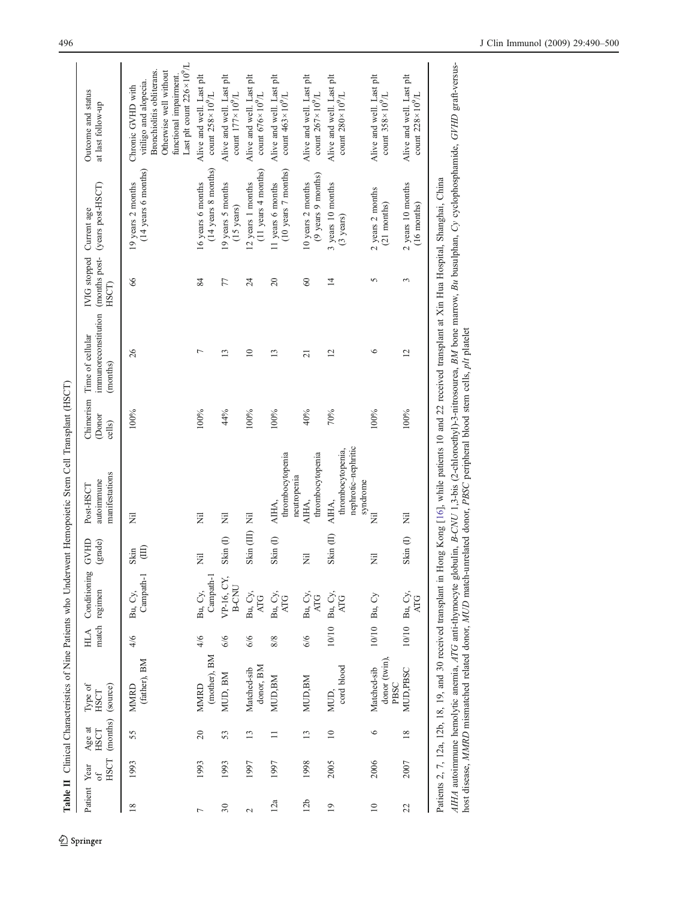**Table II** Clinical Characteristics of Nine Patients who Underwent Hemopoietic Stem Cell Transplant (HSCT)

| Patient | Year of HSCT | Age at HSCT (months) | Type of HSCT (source) | HLA match | Conditioning regimen | GVHD (grade) | Post-HSCT autoimmune manifestations | Chimerism (Donor cells) | Time of cellular immunoreconstitution (months) | IVIG stopped (months post-HSCT) | Current age (years post-HSCT) | Outcome and status at last follow-up |
|---|---|---|---|---|---|---|---|---|---|---|---|---|
| 18 | 1993 | 55 | MMRD (father), BM | 4/6 | Bu, Cy, Campath-1 | Skin (III) | Nil | 100% | 26 | 66 | 19 years 2 months (14 years 6 months) | Chronic GVHD with vitiligo and alopecia. Bronchiolitis obliterans. Otherwise well without functional impairment. Last plt count $226\times10^9$/L |
| 7 | 1993 | 20 | MMRD (mother), BM | 4/6 | Bu, Cy, Campath-1 | Nil | Nil | 100% | 7 | 84 | 16 years 6 months (14 years 8 months) | Alive and well. Last plt count $258\times10^9$/L |
| 30 | 1993 | 53 | MUD, BM | 6/6 | VP-16, CY, B-CNU | Skin (I) | Nil | 44% | 13 | 77 | 19 years 5 months (15 years) | Alive and well. Last plt count $177\times10^9$/L |
| 2 | 1997 | 13 | Matched-sib donor, BM | 6/6 | Bu, Cy, ATG | Skin (III) | Nil | 100% | 10 | 24 | 12 years 1 months (11 years 4 months) | Alive and well. Last plt count $676\times10^9$/L |
| 12a | 1997 | 11 | MUD,BM | 8/8 | Bu, Cy, ATG | Skin (I) | AIHA, thrombocytopenia neutropenia | 100% | 13 | 20 | 11 years 6 months (10 years 7 months) | Alive and well. Last plt count $463\times10^9$/L |
| 12b | 1998 | 13 | MUD,BM | 6/6 | Bu, Cy, ATG | Nil | AIHA, thrombocytopenia | 40% | 21 | 60 | 10 years 2 months (9 years 9 months) | Alive and well. Last plt count $267\times10^9$/L |
| 19 | 2005 | 10 | MUD, cord blood | 10/10 | Bu, Cy, ATG | Skin (II) | AIHA, thrombocytopenia, nephrotic–nephritic syndrome | 70% | 12 | 14 | 3 years 10 months (3 years) | Alive and well. Last plt count $280\times10^9$/L |
| 10 | 2006 | 6 | Matched-sib donor (twin), PBSC | 10/10 | Bu, Cy | Nil | Nil | 100% | 6 | 5 | 2 years 2 months (21 months) | Alive and well. Last plt count $358\times10^9$/L |
| 22 | 2007 | 18 | MUD,PBSC | 10/10 | Bu, Cy, ATG | Skin (I) | Nil | 100% | 12 | 3 | 2 years 10 months (16 months) | Alive and well. Last plt count $228\times10^9$/L |

Patients 2, 7, 12a, 12b, 18, 19, and 30 received transplant in Hong Kong [16], while patients 10 and 22 received transplant at Xin Hua Hospital, Shanghai, China

*AIHA* autoimmune hemolytic anemia, *ATG* anti-thymocyte globulin, *B-CNU* 1,3-bis (2-chloroethyl)-3-nitrosourea, *BM* bone marrow, *Bu* busulphan, *Cy* cyclophosphamide, *GVHD* graft-versus-host disease, *MMRD* mismatched related donor, *MUD* match-unrelated donor, *PBSC* peripheral blood stem cells, *plt* platelet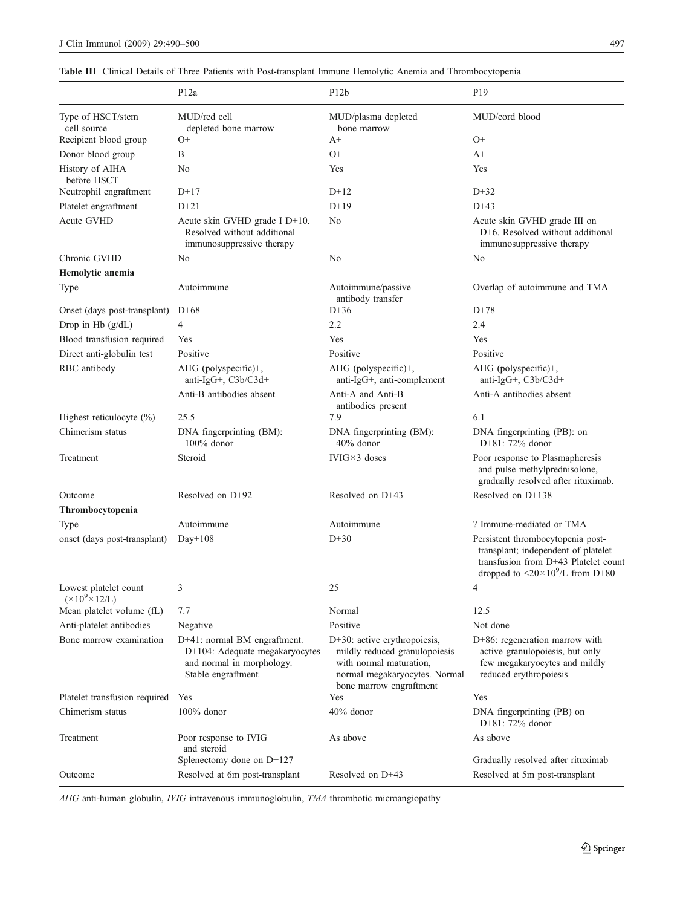**Table III** Clinical Details of Three Patients with Post-transplant Immune Hemolytic Anemia and Thrombocytopenia

| | P12a | P12b | P19 |
|---|---|---|---|
| Type of HSCT/stem cell source | MUD/red cell depleted bone marrow | MUD/plasma depleted bone marrow | MUD/cord blood |
| Recipient blood group | O+ | A+ | O+ |
| Donor blood group | B+ | O+ | A+ |
| History of AIHA before HSCT | No | Yes | Yes |
| Neutrophil engraftment | D+17 | D+12 | D+32 |
| Platelet engraftment | D+21 | D+19 | D+43 |
| Acute GVHD | Acute skin GVHD grade I D+10. Resolved without additional immunosuppressive therapy | No | Acute skin GVHD grade III on D+6. Resolved without additional immunosuppressive therapy |
| Chronic GVHD | No | No | No |
| **Hemolytic anemia** | | | |
| Type | Autoimmune | Autoimmune/passive antibody transfer | Overlap of autoimmune and TMA |
| Onset (days post-transplant) | D+68 | D+36 | D+78 |
| Drop in Hb (g/dL) | 4 | 2.2 | 2.4 |
| Blood transfusion required | Yes | Yes | Yes |
| Direct anti-globulin test | Positive | Positive | Positive |
| RBC antibody | AHG (polyspecific)+, anti-IgG+, C3b/C3d+ | AHG (polyspecific)+, anti-IgG+, anti-complement | AHG (polyspecific)+, anti-IgG+, C3b/C3d+ |
| | Anti-B antibodies absent | Anti-A and Anti-B antibodies present | Anti-A antibodies absent |
| Highest reticulocyte (%) | 25.5 | 7.9 | 6.1 |
| Chimerism status | DNA fingerprinting (BM): 100% donor | DNA fingerprinting (BM): 40% donor | DNA fingerprinting (PB): on D+81: 72% donor |
| Treatment | Steroid | IVIG×3 doses | Poor response to Plasmapheresis and pulse methylprednisolone, gradually resolved after rituximab. |
| Outcome | Resolved on D+92 | Resolved on D+43 | Resolved on D+138 |
| **Thrombocytopenia** | | | |
| Type | Autoimmune | Autoimmune | ? Immune-mediated or TMA |
| onset (days post-transplant) | Day+108 | D+30 | Persistent thrombocytopenia post-transplant; independent of platelet transfusion from D+43 Platelet count dropped to $<20\times10^9$/L from D+80 |
| Lowest platelet count ($\times10^9\times12$/L) | 3 | 25 | 4 |
| Mean platelet volume (fL) | 7.7 | Normal | 12.5 |
| Anti-platelet antibodies | Negative | Positive | Not done |
| Bone marrow examination | D+41: normal BM engraftment. D+104: Adequate megakaryocytes and normal in morphology. Stable engraftment | D+30: active erythropoiesis, mildly reduced granulopoiesis with normal maturation, normal megakaryocytes. Normal bone marrow engraftment | D+86: regeneration marrow with active granulopoiesis, but only few megakaryocytes and mildly reduced erythropoiesis |
| Platelet transfusion required | Yes | Yes | Yes |
| Chimerism status | 100% donor | 40% donor | DNA fingerprinting (PB) on D+81: 72% donor |
| Treatment | Poor response to IVIG and steroid | As above | As above |
| | Splenectomy done on D+127 | | Gradually resolved after rituximab |
| Outcome | Resolved at 6m post-transplant | Resolved on D+43 | Resolved at 5m post-transplant |

*AHG* anti-human globulin, *IVIG* intravenous immunoglobulin, *TMA* thrombotic microangiopathy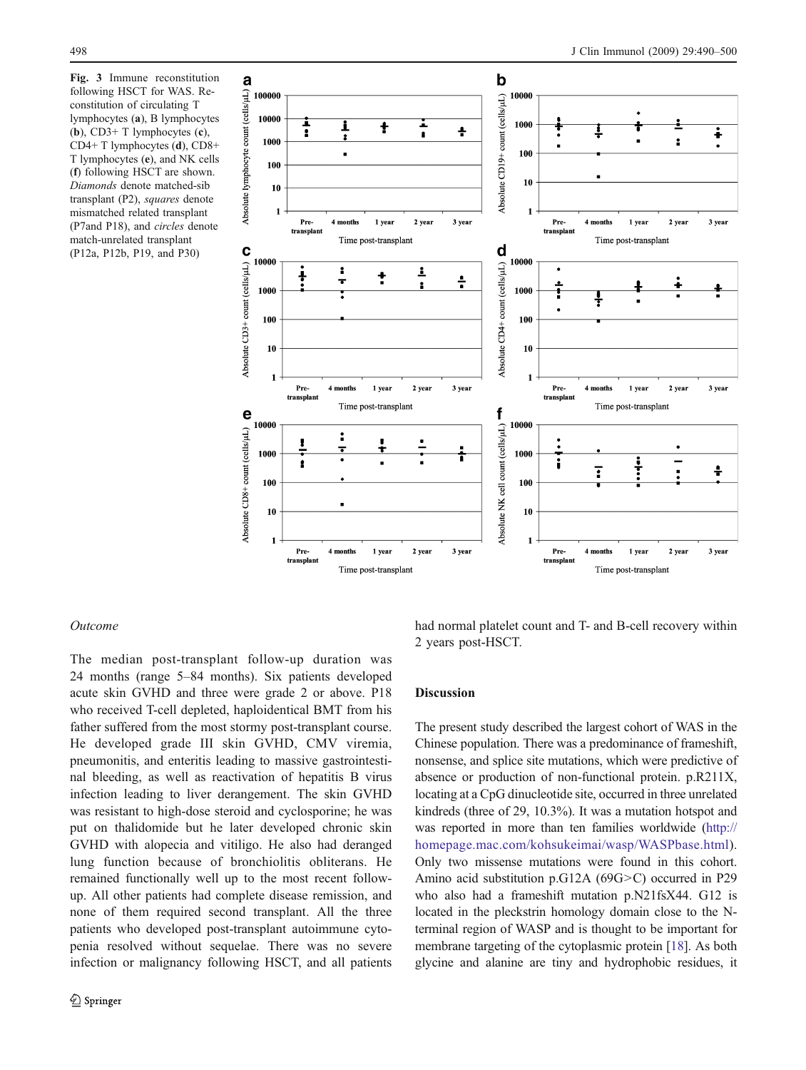**Fig. 3** Immune reconstitution following HSCT for WAS. Reconstitution of circulating T lymphocytes (**a**), B lymphocytes (**b**), CD3+ T lymphocytes (**c**), CD4+ T lymphocytes (**d**), CD8+ T lymphocytes (**e**), and NK cells (**f**) following HSCT are shown. *Diamonds* denote matched-sib transplant (P2), *squares* denote mismatched related transplant (P7and P18), and *circles* denote match-unrelated transplant (P12a, P12b, P19, and P30)

*Outcome*

The median post-transplant follow-up duration was 24 months (range 5–84 months). Six patients developed acute skin GVHD and three were grade 2 or above. P18 who received T-cell depleted, haploidentical BMT from his father suffered from the most stormy post-transplant course. He developed grade III skin GVHD, CMV viremia, pneumonitis, and enteritis leading to massive gastrointestinal bleeding, as well as reactivation of hepatitis B virus infection leading to liver derangement. The skin GVHD was resistant to high-dose steroid and cyclosporine; he was put on thalidomide but he later developed chronic skin GVHD with alopecia and vitiligo. He also had deranged lung function because of bronchiolitis obliterans. He remained functionally well up to the most recent follow-up. All other patients had complete disease remission, and none of them required second transplant. All the three patients who developed post-transplant autoimmune cytopenia resolved without sequelae. There was no severe infection or malignancy following HSCT, and all patients had normal platelet count and T- and B-cell recovery within 2 years post-HSCT.

## Discussion

The present study described the largest cohort of WAS in the Chinese population. There was a predominance of frameshift, nonsense, and splice site mutations, which were predictive of absence or production of non-functional protein. p.R211X, locating at a CpG dinucleotide site, occurred in three unrelated kindreds (three of 29, 10.3%). It was a mutation hotspot and was reported in more than ten families worldwide (http://homepage.mac.com/kohsukeimai/wasp/WASPbase.html). Only two missense mutations were found in this cohort. Amino acid substitution p.G12A (69G>C) occurred in P29 who also had a frameshift mutation p.N21fsX44. G12 is located in the pleckstrin homology domain close to the N-terminal region of WASP and is thought to be important for membrane targeting of the cytoplasmic protein [18]. As both glycine and alanine are tiny and hydrophobic residues, it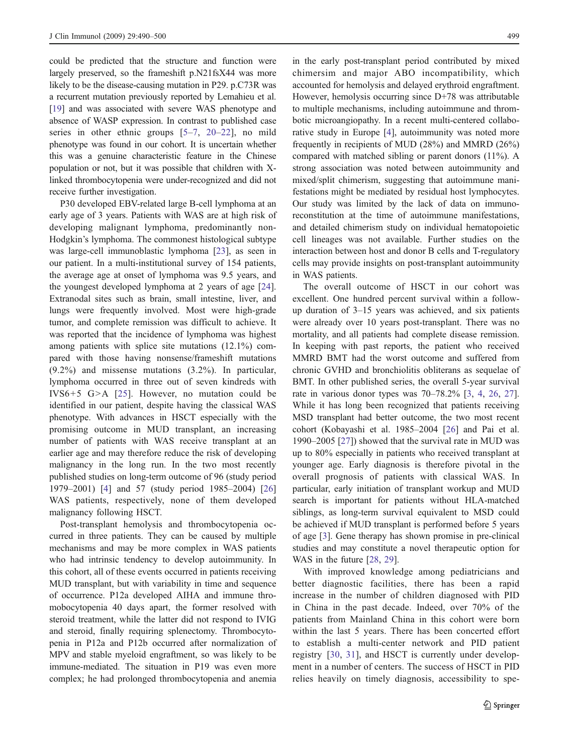could be predicted that the structure and function were largely preserved, so the frameshift p.N21fsX44 was more likely to be the disease-causing mutation in P29. p.C73R was a recurrent mutation previously reported by Lemahieu et al. [19] and was associated with severe WAS phenotype and absence of WASP expression. In contrast to published case series in other ethnic groups [5–7, 20–22], no mild phenotype was found in our cohort. It is uncertain whether this was a genuine characteristic feature in the Chinese population or not, but it was possible that children with X-linked thrombocytopenia were under-recognized and did not receive further investigation.

P30 developed EBV-related large B-cell lymphoma at an early age of 3 years. Patients with WAS are at high risk of developing malignant lymphoma, predominantly non-Hodgkin's lymphoma. The commonest histological subtype was large-cell immunoblastic lymphoma [23], as seen in our patient. In a multi-institutional survey of 154 patients, the average age at onset of lymphoma was 9.5 years, and the youngest developed lymphoma at 2 years of age [24]. Extranodal sites such as brain, small intestine, liver, and lungs were frequently involved. Most were high-grade tumor, and complete remission was difficult to achieve. It was reported that the incidence of lymphoma was highest among patients with splice site mutations (12.1%) compared with those having nonsense/frameshift mutations (9.2%) and missense mutations (3.2%). In particular, lymphoma occurred in three out of seven kindreds with IVS6+5 G>A [25]. However, no mutation could be identified in our patient, despite having the classical WAS phenotype. With advances in HSCT especially with the promising outcome in MUD transplant, an increasing number of patients with WAS receive transplant at an earlier age and may therefore reduce the risk of developing malignancy in the long run. In the two most recently published studies on long-term outcome of 96 (study period 1979–2001) [4] and 57 (study period 1985–2004) [26] WAS patients, respectively, none of them developed malignancy following HSCT.

Post-transplant hemolysis and thrombocytopenia occurred in three patients. They can be caused by multiple mechanisms and may be more complex in WAS patients who had intrinsic tendency to develop autoimmunity. In this cohort, all of these events occurred in patients receiving MUD transplant, but with variability in time and sequence of occurrence. P12a developed AIHA and immune thrombocytopenia 40 days apart, the former resolved with steroid treatment, while the latter did not respond to IVIG and steroid, finally requiring splenectomy. Thrombocytopenia in P12a and P12b occurred after normalization of MPV and stable myeloid engraftment, so was likely to be immune-mediated. The situation in P19 was even more complex; he had prolonged thrombocytopenia and anemia in the early post-transplant period contributed by mixed chimersim and major ABO incompatibility, which accounted for hemolysis and delayed erythroid engraftment. However, hemolysis occurring since D+78 was attributable to multiple mechanisms, including autoimmune and thrombotic microangiopathy. In a recent multi-centered collaborative study in Europe [4], autoimmunity was noted more frequently in recipients of MUD (28%) and MMRD (26%) compared with matched sibling or parent donors (11%). A strong association was noted between autoimmunity and mixed/split chimerism, suggesting that autoimmune manifestations might be mediated by residual host lymphocytes. Our study was limited by the lack of data on immunoreconstitution at the time of autoimmune manifestations, and detailed chimerism study on individual hematopoietic cell lineages was not available. Further studies on the interaction between host and donor B cells and T-regulatory cells may provide insights on post-transplant autoimmunity in WAS patients.

The overall outcome of HSCT in our cohort was excellent. One hundred percent survival within a follow-up duration of 3–15 years was achieved, and six patients were already over 10 years post-transplant. There was no mortality, and all patients had complete disease remission. In keeping with past reports, the patient who received MMRD BMT had the worst outcome and suffered from chronic GVHD and bronchiolitis obliterans as sequelae of BMT. In other published series, the overall 5-year survival rate in various donor types was 70–78.2% [3, 4, 26, 27]. While it has long been recognized that patients receiving MSD transplant had better outcome, the two most recent cohort (Kobayashi et al. 1985–2004 [26] and Pai et al. 1990–2005 [27]) showed that the survival rate in MUD was up to 80% especially in patients who received transplant at younger age. Early diagnosis is therefore pivotal in the overall prognosis of patients with classical WAS. In particular, early initiation of transplant workup and MUD search is important for patients without HLA-matched siblings, as long-term survival equivalent to MSD could be achieved if MUD transplant is performed before 5 years of age [3]. Gene therapy has shown promise in pre-clinical studies and may constitute a novel therapeutic option for WAS in the future [28, 29].

With improved knowledge among pediatricians and better diagnostic facilities, there has been a rapid increase in the number of children diagnosed with PID in China in the past decade. Indeed, over 70% of the patients from Mainland China in this cohort were born within the last 5 years. There has been concerted effort to establish a multi-center network and PID patient registry [30, 31], and HSCT is currently under development in a number of centers. The success of HSCT in PID relies heavily on timely diagnosis, accessibility to spe-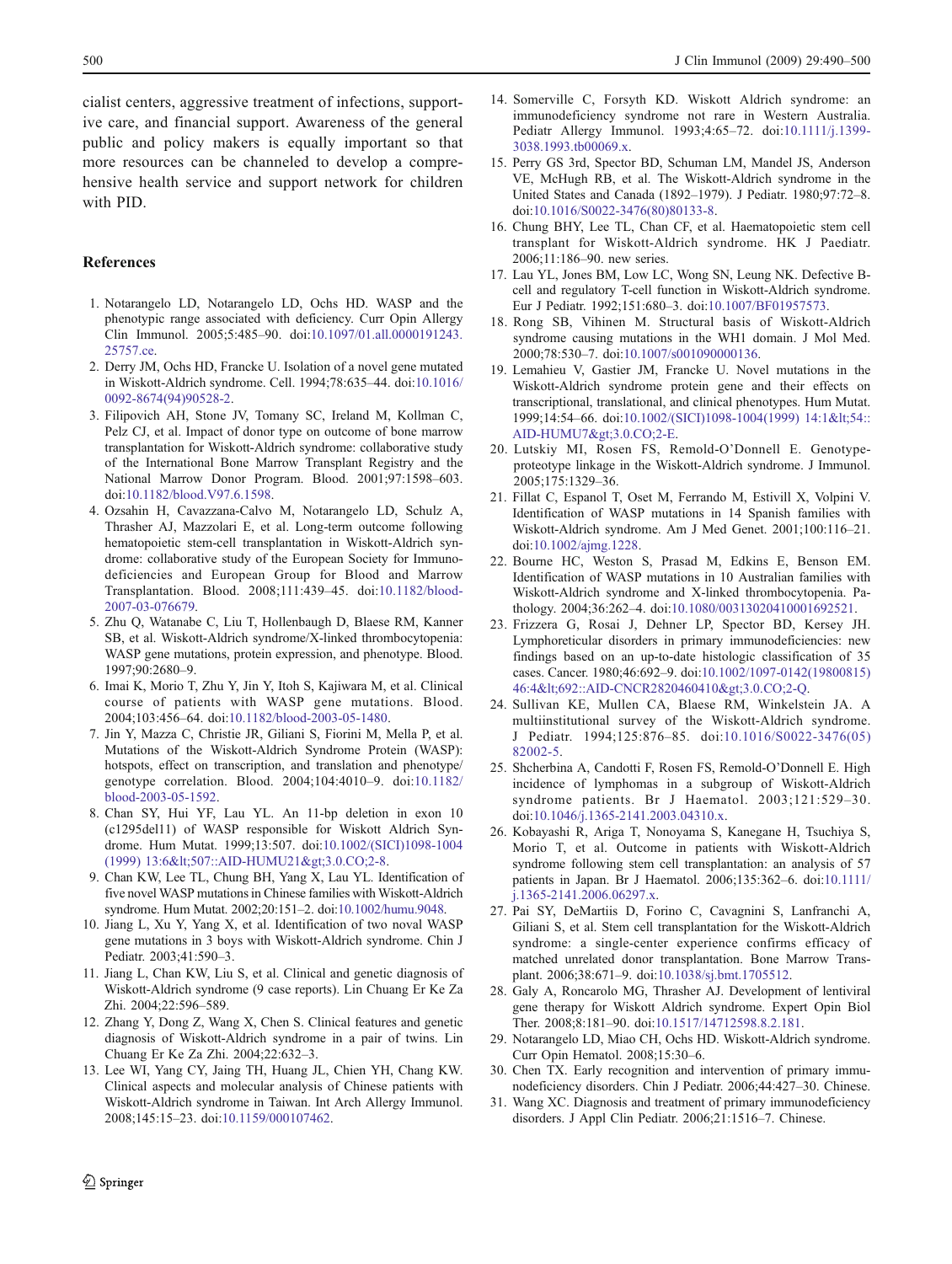cialist centers, aggressive treatment of infections, supportive care, and financial support. Awareness of the general public and policy makers is equally important so that more resources can be channeled to develop a comprehensive health service and support network for children with PID.

## References

1. Notarangelo LD, Notarangelo LD, Ochs HD. WASP and the phenotypic range associated with deficiency. Curr Opin Allergy Clin Immunol. 2005;5:485–90. doi:10.1097/01.all.0000191243.25757.ce.
2. Derry JM, Ochs HD, Francke U. Isolation of a novel gene mutated in Wiskott-Aldrich syndrome. Cell. 1994;78:635–44. doi:10.1016/0092-8674(94)90528-2.
3. Filipovich AH, Stone JV, Tomany SC, Ireland M, Kollman C, Pelz CJ, et al. Impact of donor type on outcome of bone marrow transplantation for Wiskott-Aldrich syndrome: collaborative study of the International Bone Marrow Transplant Registry and the National Marrow Donor Program. Blood. 2001;97:1598–603. doi:10.1182/blood.V97.6.1598.
4. Ozsahin H, Cavazzana-Calvo M, Notarangelo LD, Schulz A, Thrasher AJ, Mazzolari E, et al. Long-term outcome following hematopoietic stem-cell transplantation in Wiskott-Aldrich syndrome: collaborative study of the European Society for Immunodeficiencies and European Group for Blood and Marrow Transplantation. Blood. 2008;111:439–45. doi:10.1182/blood-2007-03-076679.
5. Zhu Q, Watanabe C, Liu T, Hollenbaugh D, Blaese RM, Kanner SB, et al. Wiskott-Aldrich syndrome/X-linked thrombocytopenia: WASP gene mutations, protein expression, and phenotype. Blood. 1997;90:2680–9.
6. Imai K, Morio T, Zhu Y, Jin Y, Itoh S, Kajiwara M, et al. Clinical course of patients with WASP gene mutations. Blood. 2004;103:456–64. doi:10.1182/blood-2003-05-1480.
7. Jin Y, Mazza C, Christie JR, Giliani S, Fiorini M, Mella P, et al. Mutations of the Wiskott-Aldrich Syndrome Protein (WASP): hotspots, effect on transcription, and translation and phenotype/genotype correlation. Blood. 2004;104:4010–9. doi:10.1182/blood-2003-05-1592.
8. Chan SY, Hui YF, Lau YL. An 11-bp deletion in exon 10 (c1295del11) of WASP responsible for Wiskott Aldrich Syndrome. Hum Mutat. 1999;13:507. doi:10.1002/(SICI)1098-1004(1999) 13:6&lt;507::AID-HUMU21&gt;3.0.CO;2-8.
9. Chan KW, Lee TL, Chung BH, Yang X, Lau YL. Identification of five novel WASP mutations in Chinese families with Wiskott-Aldrich syndrome. Hum Mutat. 2002;20:151–2. doi:10.1002/humu.9048.
10. Jiang L, Xu Y, Yang X, et al. Identification of two noval WASP gene mutations in 3 boys with Wiskott-Aldrich syndrome. Chin J Pediatr. 2003;41:590–3.
11. Jiang L, Chan KW, Liu S, et al. Clinical and genetic diagnosis of Wiskott-Aldrich syndrome (9 case reports). Lin Chuang Er Ke Za Zhi. 2004;22:596–589.
12. Zhang Y, Dong Z, Wang X, Chen S. Clinical features and genetic diagnosis of Wiskott-Aldrich syndrome in a pair of twins. Lin Chuang Er Ke Za Zhi. 2004;22:632–3.
13. Lee WI, Yang CY, Jaing TH, Huang JL, Chien YH, Chang KW. Clinical aspects and molecular analysis of Chinese patients with Wiskott-Aldrich syndrome in Taiwan. Int Arch Allergy Immunol. 2008;145:15–23. doi:10.1159/000107462.
14. Somerville C, Forsyth KD. Wiskott Aldrich syndrome: an immunodeficiency syndrome not rare in Western Australia. Pediatr Allergy Immunol. 1993;4:65–72. doi:10.1111/j.1399-3038.1993.tb00069.x.
15. Perry GS 3rd, Spector BD, Schuman LM, Mandel JS, Anderson VE, McHugh RB, et al. The Wiskott-Aldrich syndrome in the United States and Canada (1892–1979). J Pediatr. 1980;97:72–8. doi:10.1016/S0022-3476(80)80133-8.
16. Chung BHY, Lee TL, Chan CF, et al. Haematopoietic stem cell transplant for Wiskott-Aldrich syndrome. HK J Paediatr. 2006;11:186–90. new series.
17. Lau YL, Jones BM, Low LC, Wong SN, Leung NK. Defective B-cell and regulatory T-cell function in Wiskott-Aldrich syndrome. Eur J Pediatr. 1992;151:680–3. doi:10.1007/BF01957573.
18. Rong SB, Vihinen M. Structural basis of Wiskott-Aldrich syndrome causing mutations in the WH1 domain. J Mol Med. 2000;78:530–7. doi:10.1007/s001090000136.
19. Lemahieu V, Gastier JM, Francke U. Novel mutations in the Wiskott-Aldrich syndrome protein gene and their effects on transcriptional, translational, and clinical phenotypes. Hum Mutat. 1999;14:54–66. doi:10.1002/(SICI)1098-1004(1999) 14:1&lt;54::AID-HUMU7&gt;3.0.CO;2-E.
20. Lutskiy MI, Rosen FS, Remold-O'Donnell E. Genotype-proteotype linkage in the Wiskott-Aldrich syndrome. J Immunol. 2005;175:1329–36.
21. Fillat C, Espanol T, Oset M, Ferrando M, Estivill X, Volpini V. Identification of WASP mutations in 14 Spanish families with Wiskott-Aldrich syndrome. Am J Med Genet. 2001;100:116–21. doi:10.1002/ajmg.1228.
22. Bourne HC, Weston S, Prasad M, Edkins E, Benson EM. Identification of WASP mutations in 10 Australian families with Wiskott-Aldrich syndrome and X-linked thrombocytopenia. Pathology. 2004;36:262–4. doi:10.1080/00313020410001692521.
23. Frizzera G, Rosai J, Dehner LP, Spector BD, Kersey JH. Lymphoreticular disorders in primary immunodeficiencies: new findings based on an up-to-date histologic classification of 35 cases. Cancer. 1980;46:692–9. doi:10.1002/1097-0142(19800815)46:4&lt;692::AID-CNCR2820460410&gt;3.0.CO;2-Q.
24. Sullivan KE, Mullen CA, Blaese RM, Winkelstein JA. A multiinstitutional survey of the Wiskott-Aldrich syndrome. J Pediatr. 1994;125:876–85. doi:10.1016/S0022-3476(05)82002-5.
25. Shcherbina A, Candotti F, Rosen FS, Remold-O'Donnell E. High incidence of lymphomas in a subgroup of Wiskott-Aldrich syndrome patients. Br J Haematol. 2003;121:529–30. doi:10.1046/j.1365-2141.2003.04310.x.
26. Kobayashi R, Ariga T, Nonoyama S, Kanegane H, Tsuchiya S, Morio T, et al. Outcome in patients with Wiskott-Aldrich syndrome following stem cell transplantation: an analysis of 57 patients in Japan. Br J Haematol. 2006;135:362–6. doi:10.1111/j.1365-2141.2006.06297.x.
27. Pai SY, DeMartiis D, Forino C, Cavagnini S, Lanfranchi A, Giliani S, et al. Stem cell transplantation for the Wiskott-Aldrich syndrome: a single-center experience confirms efficacy of matched unrelated donor transplantation. Bone Marrow Transplant. 2006;38:671–9. doi:10.1038/sj.bmt.1705512.
28. Galy A, Roncarolo MG, Thrasher AJ. Development of lentiviral gene therapy for Wiskott Aldrich syndrome. Expert Opin Biol Ther. 2008;8:181–90. doi:10.1517/14712598.8.2.181.
29. Notarangelo LD, Miao CH, Ochs HD. Wiskott-Aldrich syndrome. Curr Opin Hematol. 2008;15:30–6.
30. Chen TX. Early recognition and intervention of primary immunodeficiency disorders. Chin J Pediatr. 2006;44:427–30. Chinese.
31. Wang XC. Diagnosis and treatment of primary immunodeficiency disorders. J Appl Clin Pediatr. 2006;21:1516–7. Chinese.